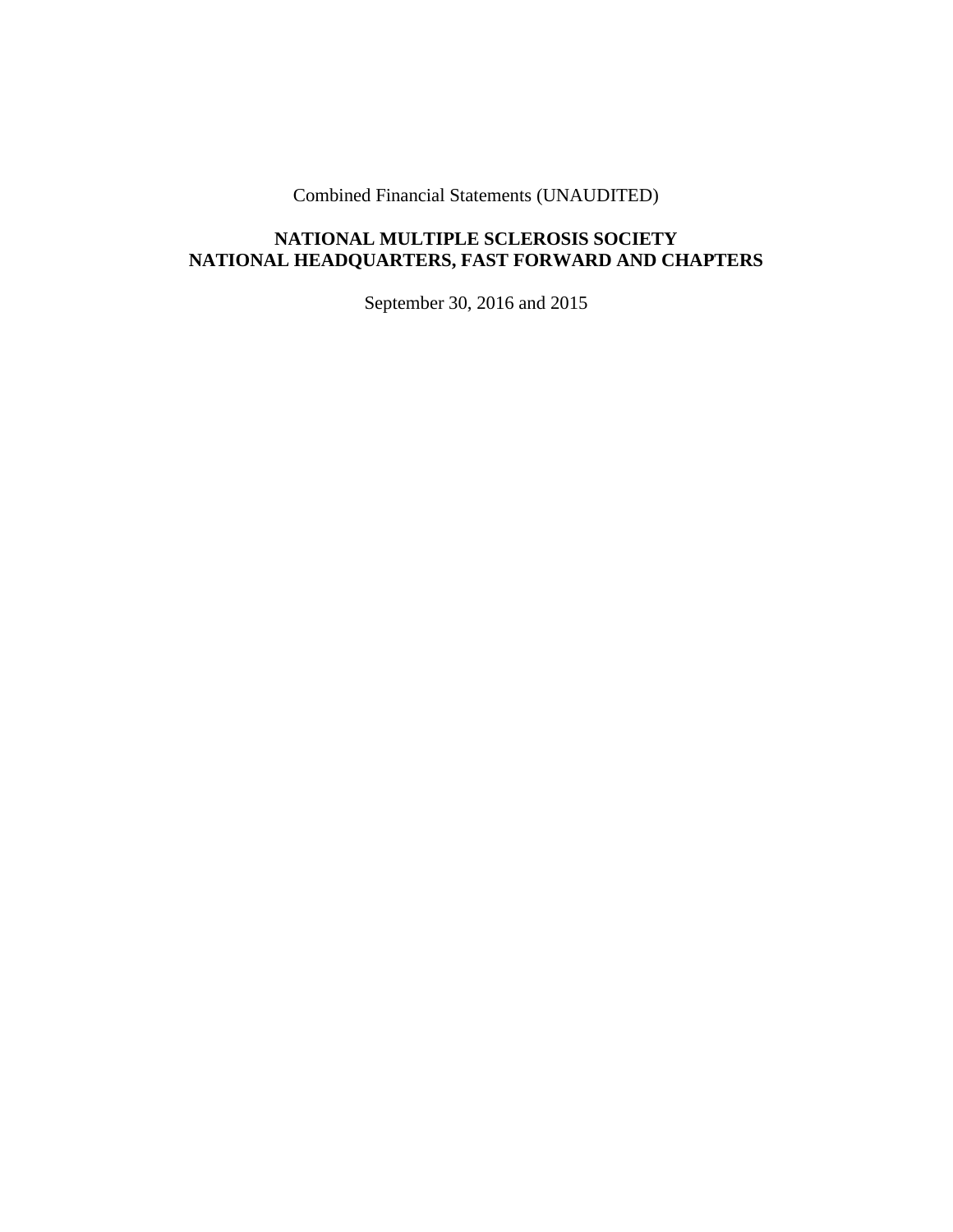Combined Financial Statements (UNAUDITED)

# NATIONAL MULTIPLE SCLEROSIS SOCIETY
# NATIONAL HEADQUARTERS, FAST FORWARD AND CHAPTERS

September 30, 2016 and 2015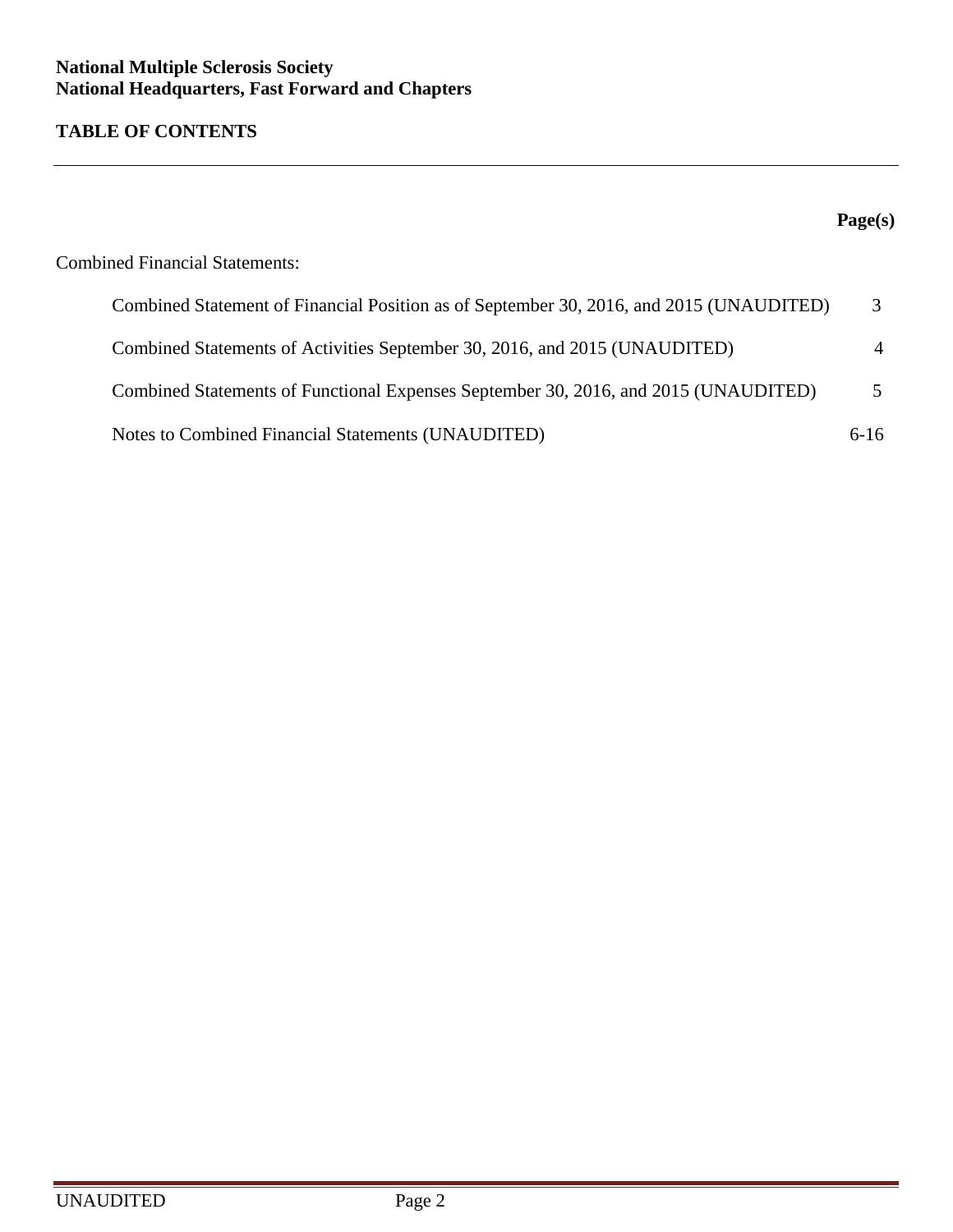**National Multiple Sclerosis Society**
**National Headquarters, Fast Forward and Chapters**

## TABLE OF CONTENTS

| | Page(s) |
|---|---|
| Combined Financial Statements: | |
| Combined Statement of Financial Position as of September 30, 2016, and 2015 (UNAUDITED) | 3 |
| Combined Statements of Activities September 30, 2016, and 2015 (UNAUDITED) | 4 |
| Combined Statements of Functional Expenses September 30, 2016, and 2015 (UNAUDITED) | 5 |
| Notes to Combined Financial Statements (UNAUDITED) | 6-16 |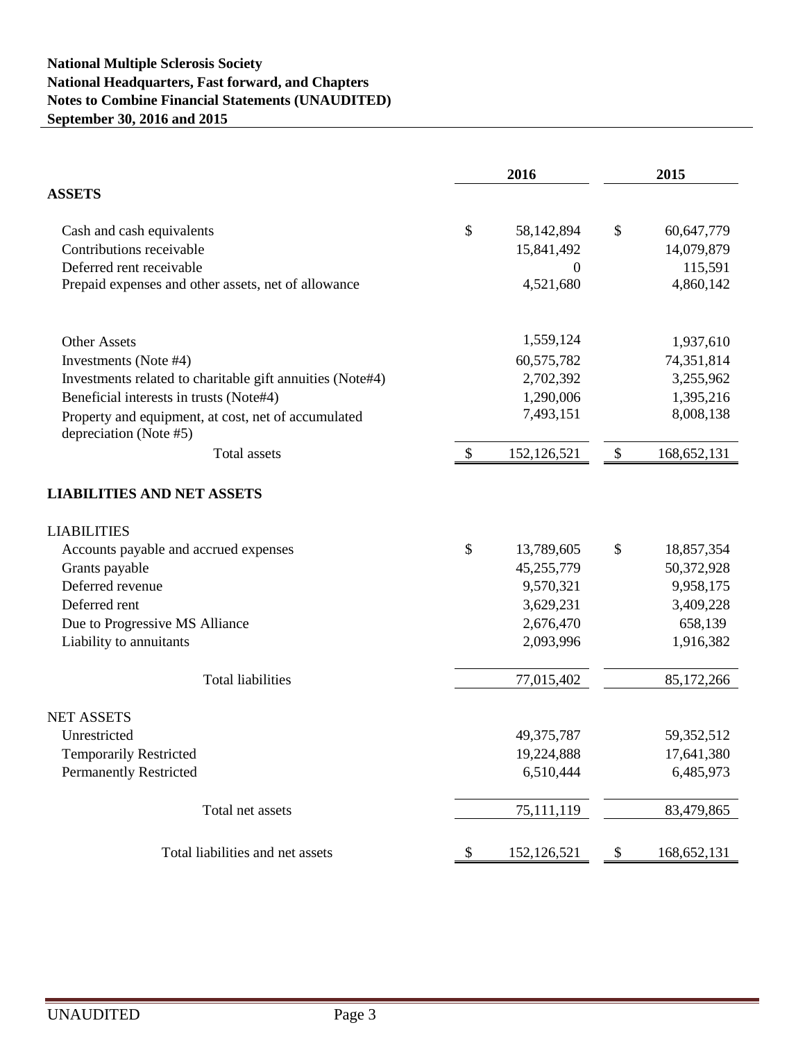**National Multiple Sclerosis Society**
**National Headquarters, Fast forward, and Chapters**
**Notes to Combine Financial Statements (UNAUDITED)**
**September 30, 2016 and 2015**

| | 2016 | 2015 |
|---|---|---|
| **ASSETS** | | |
| Cash and cash equivalents | $ 58,142,894 | $ 60,647,779 |
| Contributions receivable | 15,841,492 | 14,079,879 |
| Deferred rent receivable | 0 | 115,591 |
| Prepaid expenses and other assets, net of allowance | 4,521,680 | 4,860,142 |
| Other Assets | 1,559,124 | 1,937,610 |
| Investments (Note #4) | 60,575,782 | 74,351,814 |
| Investments related to charitable gift annuities (Note#4) | 2,702,392 | 3,255,962 |
| Beneficial interests in trusts (Note#4) | 1,290,006 | 1,395,216 |
| Property and equipment, at cost, net of accumulated depreciation (Note #5) | 7,493,151 | 8,008,138 |
| Total assets | $ 152,126,521 | $ 168,652,131 |
| **LIABILITIES AND NET ASSETS** | | |
| LIABILITIES | | |
| Accounts payable and accrued expenses | $ 13,789,605 | $ 18,857,354 |
| Grants payable | 45,255,779 | 50,372,928 |
| Deferred revenue | 9,570,321 | 9,958,175 |
| Deferred rent | 3,629,231 | 3,409,228 |
| Due to Progressive MS Alliance | 2,676,470 | 658,139 |
| Liability to annuitants | 2,093,996 | 1,916,382 |
| Total liabilities | 77,015,402 | 85,172,266 |
| NET ASSETS | | |
| Unrestricted | 49,375,787 | 59,352,512 |
| Temporarily Restricted | 19,224,888 | 17,641,380 |
| Permanently Restricted | 6,510,444 | 6,485,973 |
| Total net assets | 75,111,119 | 83,479,865 |
| Total liabilities and net assets | $ 152,126,521 | $ 168,652,131 |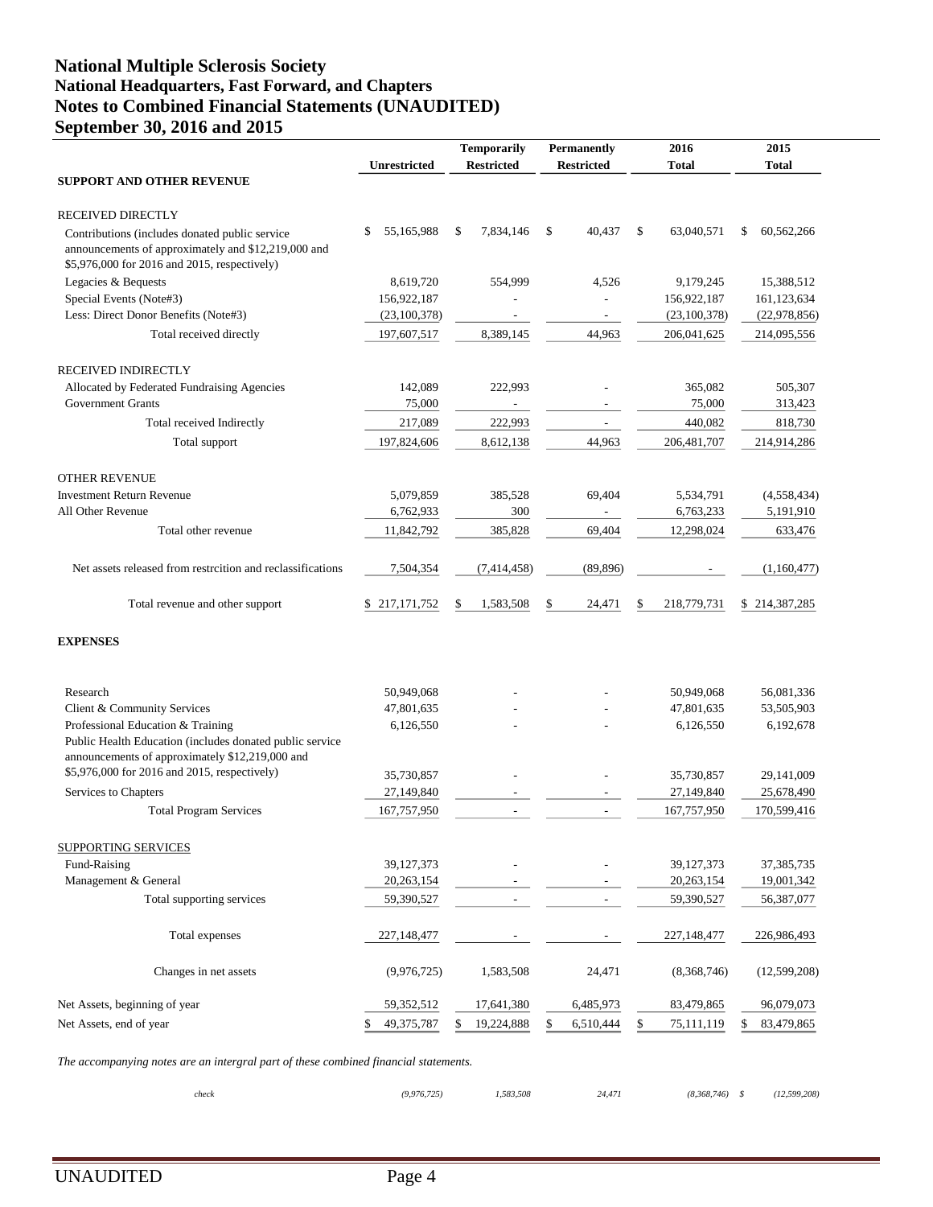# National Multiple Sclerosis Society
## National Headquarters, Fast Forward, and Chapters
## Notes to Combined Financial Statements (UNAUDITED)
## September 30, 2016 and 2015

| | Unrestricted | Temporarily Restricted | Permanently Restricted | 2016 Total | 2015 Total |
|---|---|---|---|---|---|
| **SUPPORT AND OTHER REVENUE** | | | | | |
| RECEIVED DIRECTLY | | | | | |
| Contributions (includes donated public service announcements of approximately and $12,219,000 and $5,976,000 for 2016 and 2015, respectively) | $ 55,165,988 | $ 7,834,146 | $ 40,437 | $ 63,040,571 | $ 60,562,266 |
| Legacies & Bequests | 8,619,720 | 554,999 | 4,526 | 9,179,245 | 15,388,512 |
| Special Events (Note#3) | 156,922,187 | - | - | 156,922,187 | 161,123,634 |
| Less: Direct Donor Benefits (Note#3) | (23,100,378) | - | - | (23,100,378) | (22,978,856) |
| Total received directly | 197,607,517 | 8,389,145 | 44,963 | 206,041,625 | 214,095,556 |
| RECEIVED INDIRECTLY | | | | | |
| Allocated by Federated Fundraising Agencies | 142,089 | 222,993 | - | 365,082 | 505,307 |
| Government Grants | 75,000 | - | - | 75,000 | 313,423 |
| Total received Indirectly | 217,089 | 222,993 | - | 440,082 | 818,730 |
| Total support | 197,824,606 | 8,612,138 | 44,963 | 206,481,707 | 214,914,286 |
| OTHER REVENUE | | | | | |
| Investment Return Revenue | 5,079,859 | 385,528 | 69,404 | 5,534,791 | (4,558,434) |
| All Other Revenue | 6,762,933 | 300 | - | 6,763,233 | 5,191,910 |
| Total other revenue | 11,842,792 | 385,828 | 69,404 | 12,298,024 | 633,476 |
| Net assets released from restrcition and reclassifications | 7,504,354 | (7,414,458) | (89,896) | - | (1,160,477) |
| Total revenue and other support | $ 217,171,752 | $ 1,583,508 | $ 24,471 | $ 218,779,731 | $ 214,387,285 |
| **EXPENSES** | | | | | |
| Research | 50,949,068 | - | - | 50,949,068 | 56,081,336 |
| Client & Community Services | 47,801,635 | - | - | 47,801,635 | 53,505,903 |
| Professional Education & Training | 6,126,550 | - | - | 6,126,550 | 6,192,678 |
| Public Health Education (includes donated public service announcements of approximately $12,219,000 and $5,976,000 for 2016 and 2015, respectively) | 35,730,857 | - | - | 35,730,857 | 29,141,009 |
| Services to Chapters | 27,149,840 | - | - | 27,149,840 | 25,678,490 |
| Total Program Services | 167,757,950 | - | - | 167,757,950 | 170,599,416 |
| SUPPORTING SERVICES | | | | | |
| Fund-Raising | 39,127,373 | - | - | 39,127,373 | 37,385,735 |
| Management & General | 20,263,154 | - | - | 20,263,154 | 19,001,342 |
| Total supporting services | 59,390,527 | - | - | 59,390,527 | 56,387,077 |
| Total expenses | 227,148,477 | - | - | 227,148,477 | 226,986,493 |
| Changes in net assets | (9,976,725) | 1,583,508 | 24,471 | (8,368,746) | (12,599,208) |
| Net Assets, beginning of year | 59,352,512 | 17,641,380 | 6,485,973 | 83,479,865 | 96,079,073 |
| Net Assets, end of year | $ 49,375,787 | $ 19,224,888 | $ 6,510,444 | $ 75,111,119 | $ 83,479,865 |

*The accompanying notes are an intergral part of these combined financial statements.*

| | | | | | |
|---|---|---|---|---|---|
| *check* | *(9,976,725)* | *1,583,508* | *24,471* | *(8,368,746)* | *$ (12,599,208)* |

UNAUDITED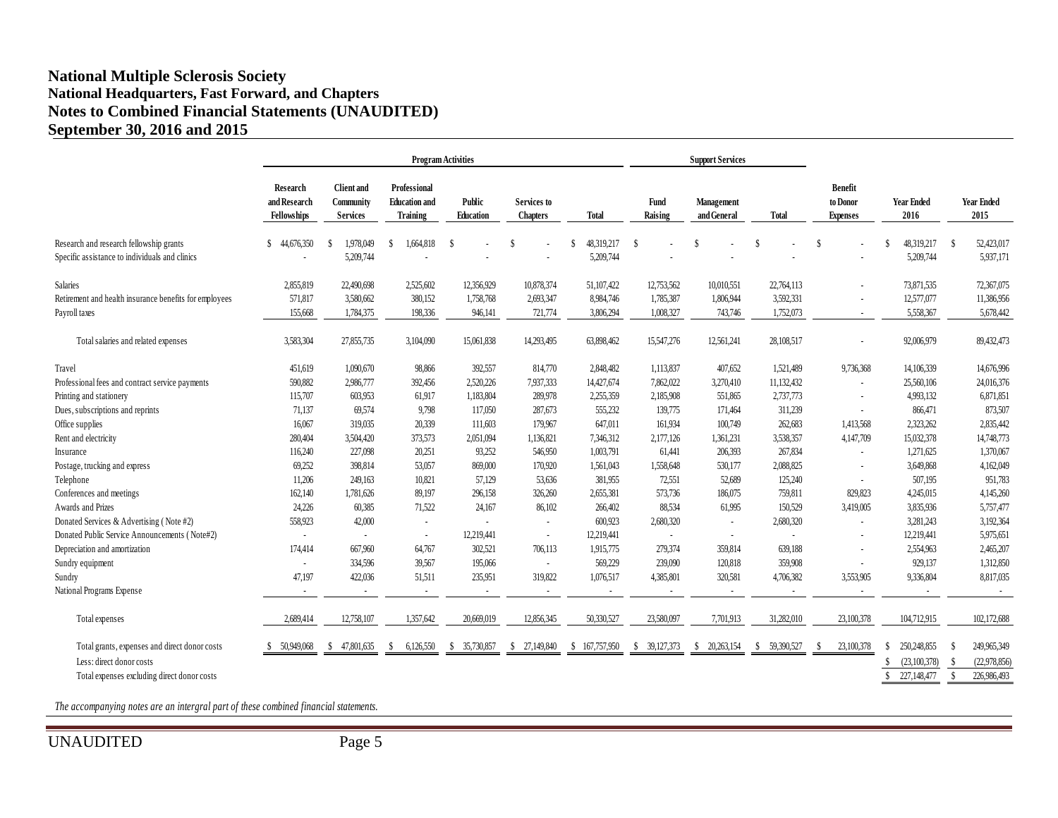**National Multiple Sclerosis Society**
**National Headquarters, Fast Forward, and Chapters**
**Notes to Combined Financial Statements (UNAUDITED)**
**September 30, 2016 and 2015**

| | Program Activities | | | | | | Support Services | | | | | |
|---|---|---|---|---|---|---|---|---|---|---|---|---|
| | Research and Research Fellowships | Client and Community Services | Professional Education and Training | Public Education | Services to Chapters | Total | Fund Raising | Management and General | Total | Benefit to Donor Expenses | Year Ended 2016 | Year Ended 2015 |
| Research and research fellowship grants | $ 44,676,350 | $ 1,978,049 | $ 1,664,818 | $ - | $ - | $ 48,319,217 | $ - | $ - | $ - | $ - | $ 48,319,217 | $ 52,423,017 |
| Specific assistance to individuals and clinics | - | 5,209,744 | - | - | - | 5,209,744 | - | - | - | - | 5,209,744 | 5,937,171 |
| Salaries | 2,855,819 | 22,490,698 | 2,525,602 | 12,356,929 | 10,878,374 | 51,107,422 | 12,753,562 | 10,010,551 | 22,764,113 | - | 73,871,535 | 72,367,075 |
| Retirement and health insurance benefits for employees | 571,817 | 3,580,662 | 380,152 | 1,758,768 | 2,693,347 | 8,984,746 | 1,785,387 | 1,806,944 | 3,592,331 | - | 12,577,077 | 11,386,956 |
| Payroll taxes | 155,668 | 1,784,375 | 198,336 | 946,141 | 721,774 | 3,806,294 | 1,008,327 | 743,746 | 1,752,073 | - | 5,558,367 | 5,678,442 |
| Total salaries and related expenses | 3,583,304 | 27,855,735 | 3,104,090 | 15,061,838 | 14,293,495 | 63,898,462 | 15,547,276 | 12,561,241 | 28,108,517 | - | 92,006,979 | 89,432,473 |
| Travel | 451,619 | 1,090,670 | 98,866 | 392,557 | 814,770 | 2,848,482 | 1,113,837 | 407,652 | 1,521,489 | 9,736,368 | 14,106,339 | 14,676,996 |
| Professional fees and contract service payments | 590,882 | 2,986,777 | 392,456 | 2,520,226 | 7,937,333 | 14,427,674 | 7,862,022 | 3,270,410 | 11,132,432 | - | 25,560,106 | 24,016,376 |
| Printing and stationery | 115,707 | 603,953 | 61,917 | 1,183,804 | 289,978 | 2,255,359 | 2,185,908 | 551,865 | 2,737,773 | - | 4,993,132 | 6,871,851 |
| Dues, subscriptions and reprints | 71,137 | 69,574 | 9,798 | 117,050 | 287,673 | 555,232 | 139,775 | 171,464 | 311,239 | - | 866,471 | 873,507 |
| Office supplies | 16,067 | 319,035 | 20,339 | 111,603 | 179,967 | 647,011 | 161,934 | 100,749 | 262,683 | 1,413,568 | 2,323,262 | 2,835,442 |
| Rent and electricity | 280,404 | 3,504,420 | 373,573 | 2,051,094 | 1,136,821 | 7,346,312 | 2,177,126 | 1,361,231 | 3,538,357 | 4,147,709 | 15,032,378 | 14,748,773 |
| Insurance | 116,240 | 227,098 | 20,251 | 93,252 | 546,950 | 1,003,791 | 61,441 | 206,393 | 267,834 | - | 1,271,625 | 1,370,067 |
| Postage, trucking and express | 69,252 | 398,814 | 53,057 | 869,000 | 170,920 | 1,561,043 | 1,558,648 | 530,177 | 2,088,825 | - | 3,649,868 | 4,162,049 |
| Telephone | 11,206 | 249,163 | 10,821 | 57,129 | 53,636 | 381,955 | 72,551 | 52,689 | 125,240 | - | 507,195 | 951,783 |
| Conferences and meetings | 162,140 | 1,781,626 | 89,197 | 296,158 | 326,260 | 2,655,381 | 573,736 | 186,075 | 759,811 | 829,823 | 4,245,015 | 4,145,260 |
| Awards and Prizes | 24,226 | 60,385 | 71,522 | 24,167 | 86,102 | 266,402 | 88,534 | 61,995 | 150,529 | 3,419,005 | 3,835,936 | 5,757,477 |
| Donated Services & Advertising ( Note #2) | 558,923 | 42,000 | - | - | - | 600,923 | 2,680,320 | - | 2,680,320 | - | 3,281,243 | 3,192,364 |
| Donated Public Service Announcements ( Note#2) | - | - | - | 12,219,441 | - | 12,219,441 | - | - | - | - | 12,219,441 | 5,975,651 |
| Depreciation and amortization | 174,414 | 667,960 | 64,767 | 302,521 | 706,113 | 1,915,775 | 279,374 | 359,814 | 639,188 | - | 2,554,963 | 2,465,207 |
| Sundry equipment | - | 334,596 | 39,567 | 195,066 | - | 569,229 | 239,090 | 120,818 | 359,908 | - | 929,137 | 1,312,850 |
| Sundry | 47,197 | 422,036 | 51,511 | 235,951 | 319,822 | 1,076,517 | 4,385,801 | 320,581 | 4,706,382 | 3,553,905 | 9,336,804 | 8,817,035 |
| National Programs Expense | - | - | - | - | - | - | - | - | - | - | - | - |
| Total expenses | 2,689,414 | 12,758,107 | 1,357,642 | 20,669,019 | 12,856,345 | 50,330,527 | 23,580,097 | 7,701,913 | 31,282,010 | 23,100,378 | 104,712,915 | 102,172,688 |
| Total grants, expenses and direct donor costs | $ 50,949,068 | $ 47,801,635 | $ 6,126,550 | $ 35,730,857 | $ 27,149,840 | $ 167,757,950 | $ 39,127,373 | $ 20,263,154 | $ 59,390,527 | $ 23,100,378 | $ 250,248,855 | $ 249,965,349 |
| Less: direct donor costs | | | | | | | | | | | $ (23,100,378) | $ (22,978,856) |
| Total expenses excluding direct donor costs | | | | | | | | | | | $ 227,148,477 | $ 226,986,493 |

*The accompanying notes are an intergral part of these combined financial statements.*

UNAUDITED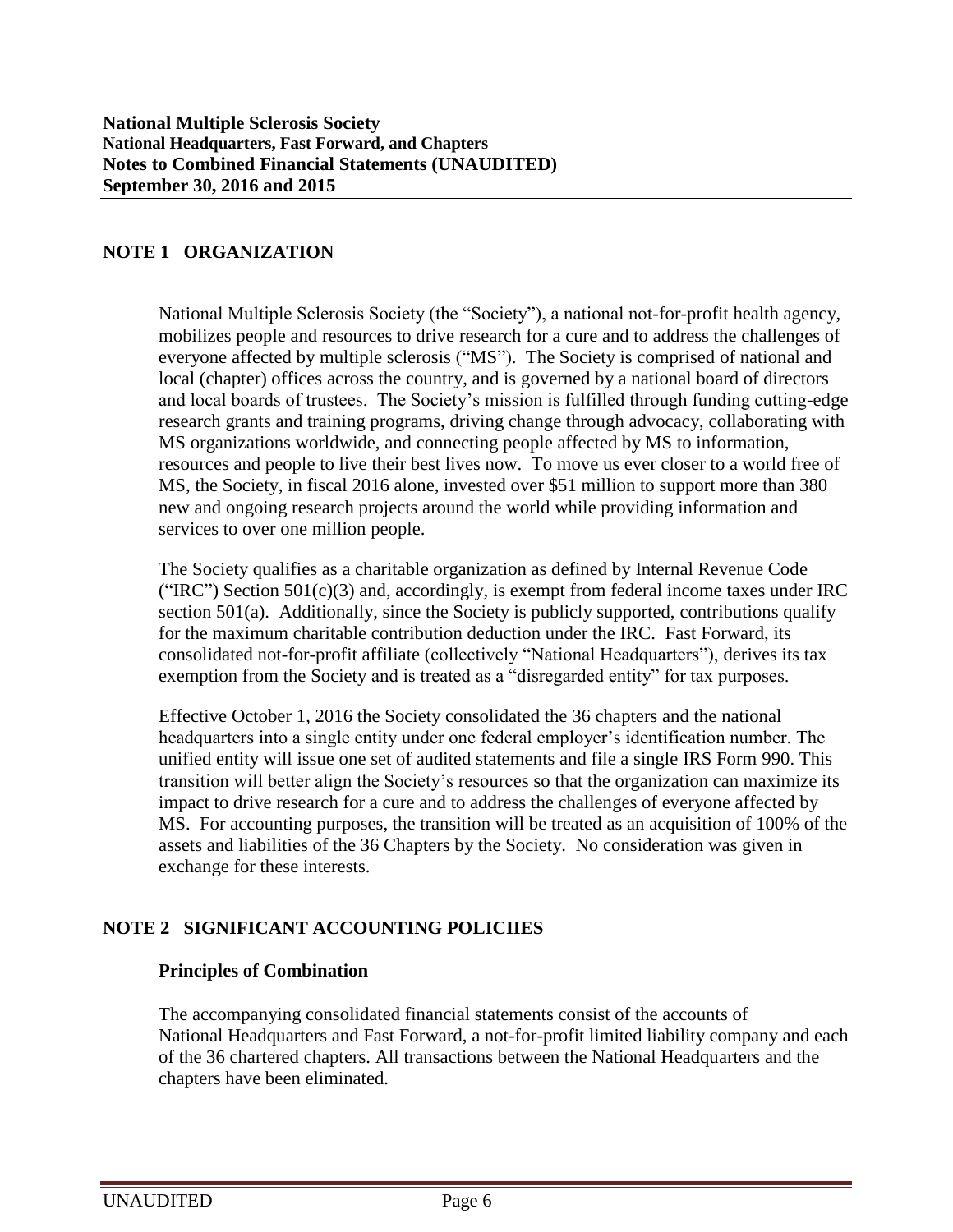## NOTE 1 ORGANIZATION

National Multiple Sclerosis Society (the "Society"), a national not-for-profit health agency, mobilizes people and resources to drive research for a cure and to address the challenges of everyone affected by multiple sclerosis ("MS"). The Society is comprised of national and local (chapter) offices across the country, and is governed by a national board of directors and local boards of trustees. The Society's mission is fulfilled through funding cutting-edge research grants and training programs, driving change through advocacy, collaborating with MS organizations worldwide, and connecting people affected by MS to information, resources and people to live their best lives now. To move us ever closer to a world free of MS, the Society, in fiscal 2016 alone, invested over $51 million to support more than 380 new and ongoing research projects around the world while providing information and services to over one million people.

The Society qualifies as a charitable organization as defined by Internal Revenue Code ("IRC") Section 501(c)(3) and, accordingly, is exempt from federal income taxes under IRC section 501(a). Additionally, since the Society is publicly supported, contributions qualify for the maximum charitable contribution deduction under the IRC. Fast Forward, its consolidated not-for-profit affiliate (collectively "National Headquarters"), derives its tax exemption from the Society and is treated as a "disregarded entity" for tax purposes.

Effective October 1, 2016 the Society consolidated the 36 chapters and the national headquarters into a single entity under one federal employer's identification number. The unified entity will issue one set of audited statements and file a single IRS Form 990. This transition will better align the Society's resources so that the organization can maximize its impact to drive research for a cure and to address the challenges of everyone affected by MS. For accounting purposes, the transition will be treated as an acquisition of 100% of the assets and liabilities of the 36 Chapters by the Society. No consideration was given in exchange for these interests.

## NOTE 2 SIGNIFICANT ACCOUNTING POLICIIES

### Principles of Combination

The accompanying consolidated financial statements consist of the accounts of National Headquarters and Fast Forward, a not-for-profit limited liability company and each of the 36 chartered chapters. All transactions between the National Headquarters and the chapters have been eliminated.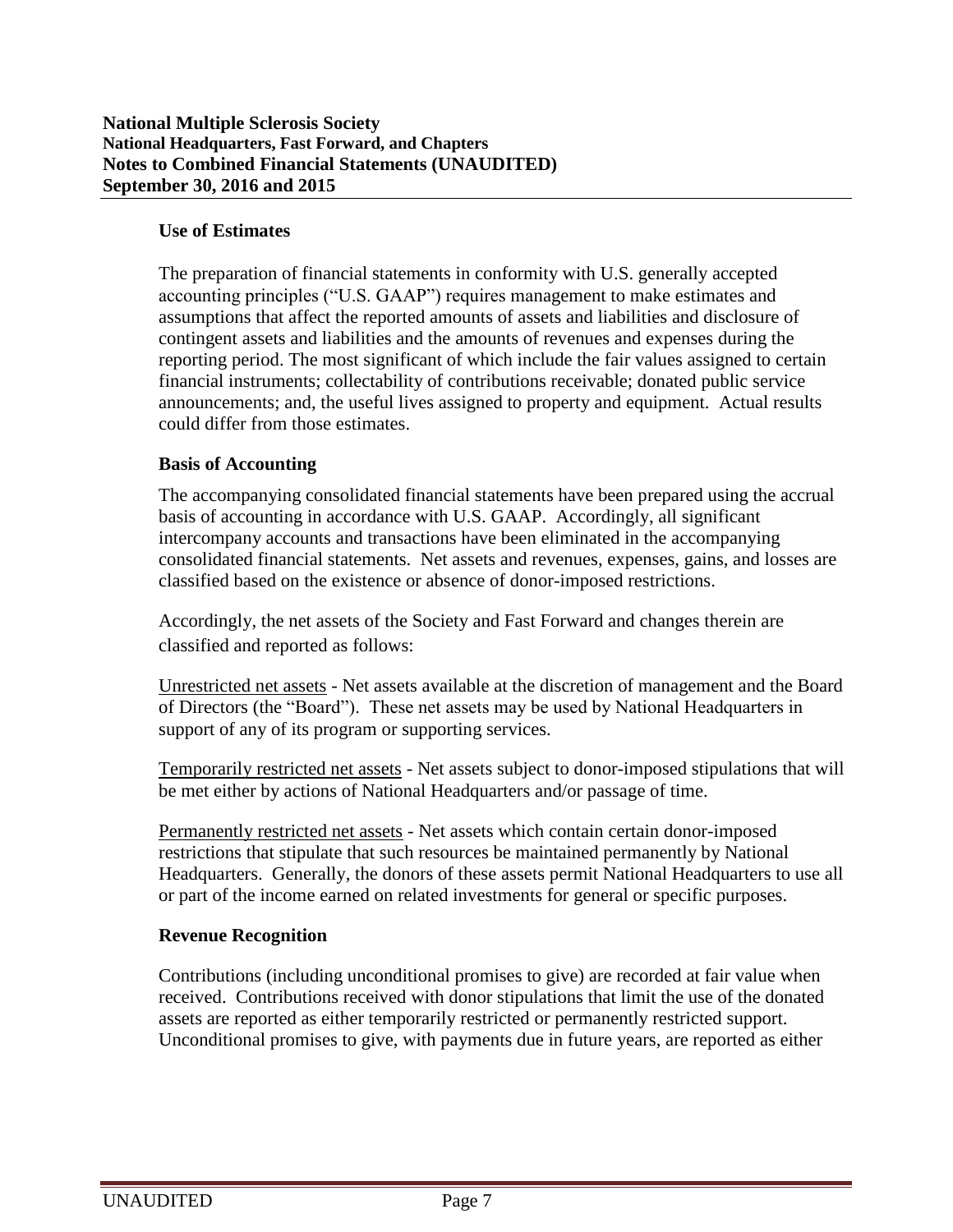### Use of Estimates

The preparation of financial statements in conformity with U.S. generally accepted accounting principles ("U.S. GAAP") requires management to make estimates and assumptions that affect the reported amounts of assets and liabilities and disclosure of contingent assets and liabilities and the amounts of revenues and expenses during the reporting period. The most significant of which include the fair values assigned to certain financial instruments; collectability of contributions receivable; donated public service announcements; and, the useful lives assigned to property and equipment. Actual results could differ from those estimates.

### Basis of Accounting

The accompanying consolidated financial statements have been prepared using the accrual basis of accounting in accordance with U.S. GAAP. Accordingly, all significant intercompany accounts and transactions have been eliminated in the accompanying consolidated financial statements. Net assets and revenues, expenses, gains, and losses are classified based on the existence or absence of donor-imposed restrictions.

Accordingly, the net assets of the Society and Fast Forward and changes therein are classified and reported as follows:

Unrestricted net assets - Net assets available at the discretion of management and the Board of Directors (the "Board"). These net assets may be used by National Headquarters in support of any of its program or supporting services.

Temporarily restricted net assets - Net assets subject to donor-imposed stipulations that will be met either by actions of National Headquarters and/or passage of time.

Permanently restricted net assets - Net assets which contain certain donor-imposed restrictions that stipulate that such resources be maintained permanently by National Headquarters. Generally, the donors of these assets permit National Headquarters to use all or part of the income earned on related investments for general or specific purposes.

### Revenue Recognition

Contributions (including unconditional promises to give) are recorded at fair value when received. Contributions received with donor stipulations that limit the use of the donated assets are reported as either temporarily restricted or permanently restricted support. Unconditional promises to give, with payments due in future years, are reported as either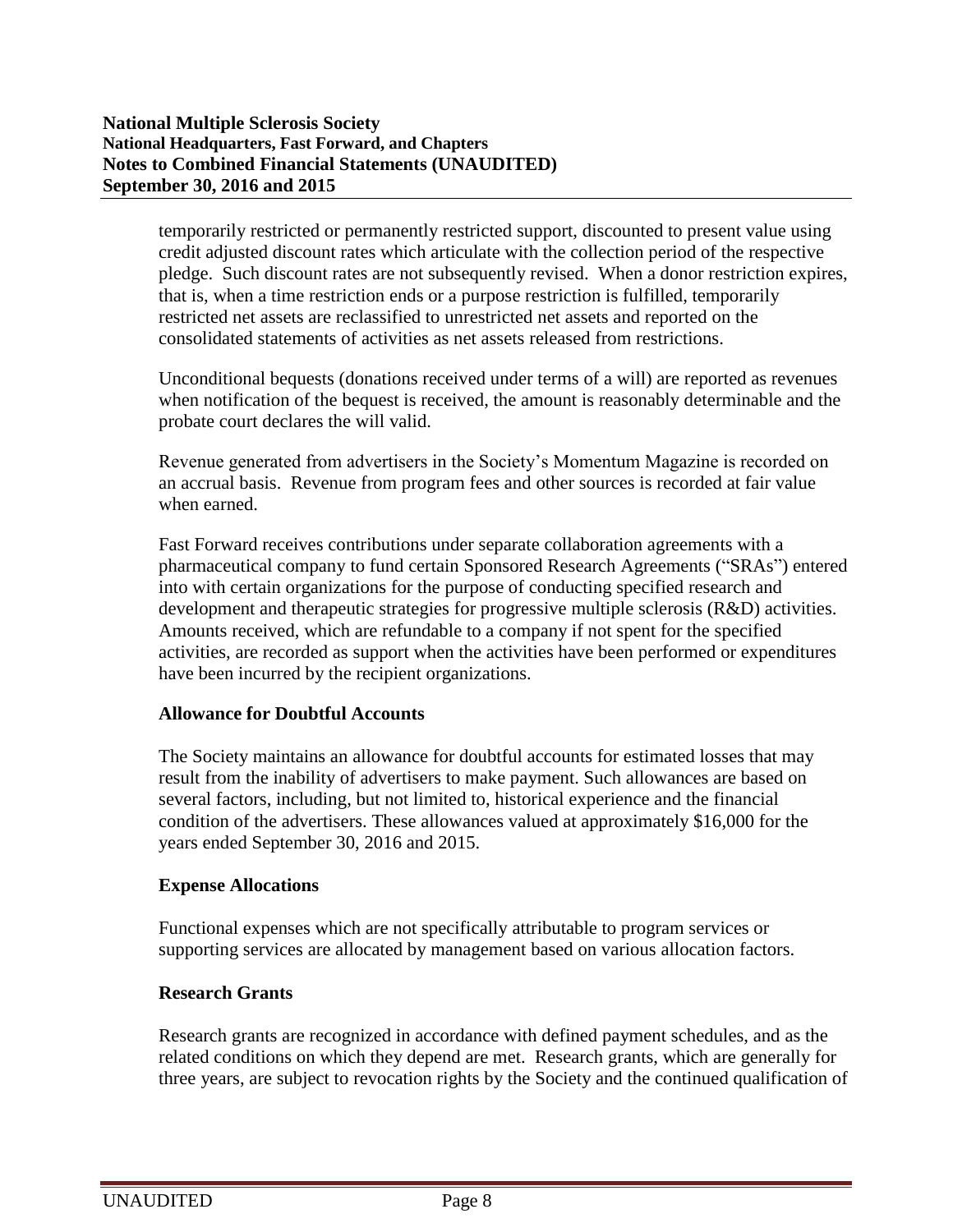temporarily restricted or permanently restricted support, discounted to present value using credit adjusted discount rates which articulate with the collection period of the respective pledge. Such discount rates are not subsequently revised. When a donor restriction expires, that is, when a time restriction ends or a purpose restriction is fulfilled, temporarily restricted net assets are reclassified to unrestricted net assets and reported on the consolidated statements of activities as net assets released from restrictions.

Unconditional bequests (donations received under terms of a will) are reported as revenues when notification of the bequest is received, the amount is reasonably determinable and the probate court declares the will valid.

Revenue generated from advertisers in the Society's Momentum Magazine is recorded on an accrual basis. Revenue from program fees and other sources is recorded at fair value when earned.

Fast Forward receives contributions under separate collaboration agreements with a pharmaceutical company to fund certain Sponsored Research Agreements ("SRAs") entered into with certain organizations for the purpose of conducting specified research and development and therapeutic strategies for progressive multiple sclerosis (R&D) activities. Amounts received, which are refundable to a company if not spent for the specified activities, are recorded as support when the activities have been performed or expenditures have been incurred by the recipient organizations.

**Allowance for Doubtful Accounts**

The Society maintains an allowance for doubtful accounts for estimated losses that may result from the inability of advertisers to make payment. Such allowances are based on several factors, including, but not limited to, historical experience and the financial condition of the advertisers. These allowances valued at approximately $16,000 for the years ended September 30, 2016 and 2015.

**Expense Allocations**

Functional expenses which are not specifically attributable to program services or supporting services are allocated by management based on various allocation factors.

**Research Grants**

Research grants are recognized in accordance with defined payment schedules, and as the related conditions on which they depend are met. Research grants, which are generally for three years, are subject to revocation rights by the Society and the continued qualification of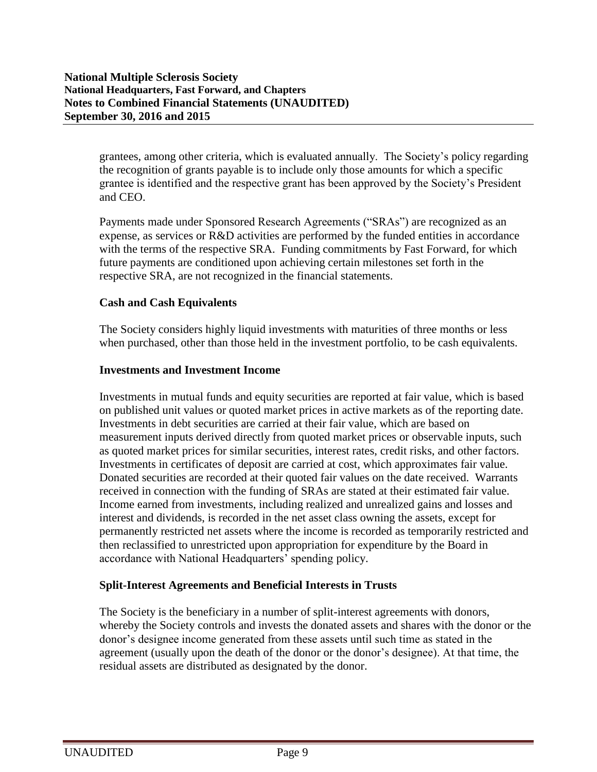grantees, among other criteria, which is evaluated annually. The Society's policy regarding the recognition of grants payable is to include only those amounts for which a specific grantee is identified and the respective grant has been approved by the Society's President and CEO.

Payments made under Sponsored Research Agreements ("SRAs") are recognized as an expense, as services or R&D activities are performed by the funded entities in accordance with the terms of the respective SRA. Funding commitments by Fast Forward, for which future payments are conditioned upon achieving certain milestones set forth in the respective SRA, are not recognized in the financial statements.

**Cash and Cash Equivalents**

The Society considers highly liquid investments with maturities of three months or less when purchased, other than those held in the investment portfolio, to be cash equivalents.

**Investments and Investment Income**

Investments in mutual funds and equity securities are reported at fair value, which is based on published unit values or quoted market prices in active markets as of the reporting date. Investments in debt securities are carried at their fair value, which are based on measurement inputs derived directly from quoted market prices or observable inputs, such as quoted market prices for similar securities, interest rates, credit risks, and other factors. Investments in certificates of deposit are carried at cost, which approximates fair value. Donated securities are recorded at their quoted fair values on the date received. Warrants received in connection with the funding of SRAs are stated at their estimated fair value. Income earned from investments, including realized and unrealized gains and losses and interest and dividends, is recorded in the net asset class owning the assets, except for permanently restricted net assets where the income is recorded as temporarily restricted and then reclassified to unrestricted upon appropriation for expenditure by the Board in accordance with National Headquarters' spending policy.

**Split-Interest Agreements and Beneficial Interests in Trusts**

The Society is the beneficiary in a number of split-interest agreements with donors, whereby the Society controls and invests the donated assets and shares with the donor or the donor's designee income generated from these assets until such time as stated in the agreement (usually upon the death of the donor or the donor's designee). At that time, the residual assets are distributed as designated by the donor.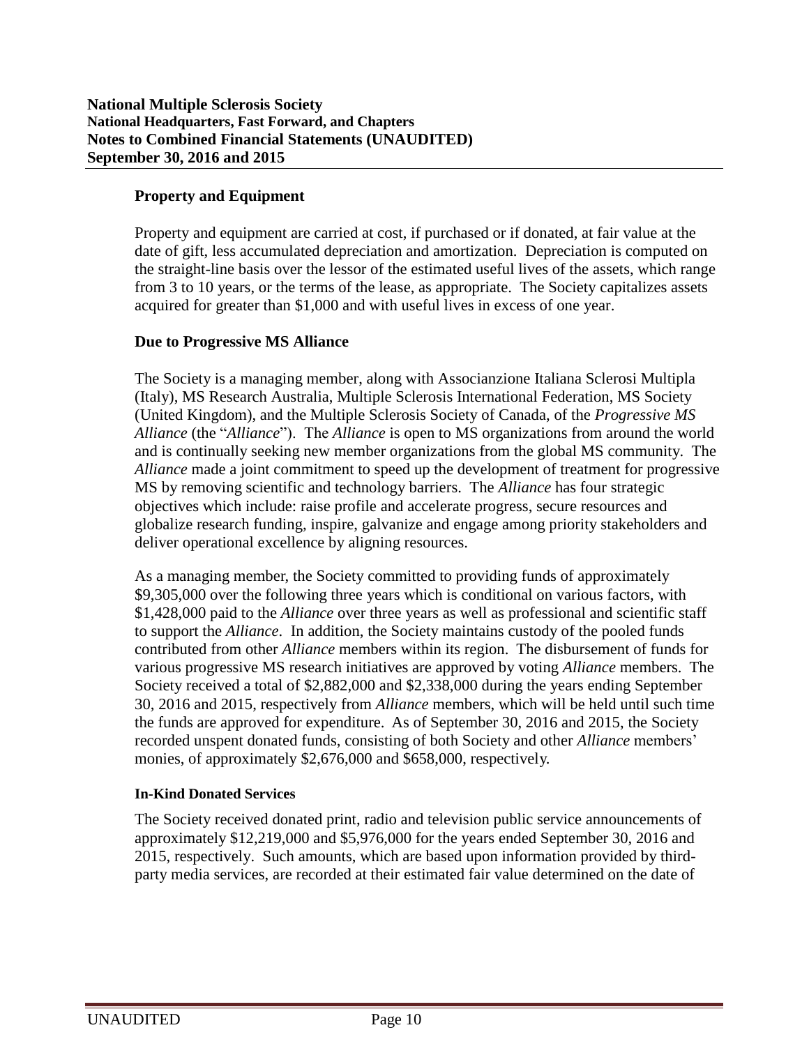### Property and Equipment

Property and equipment are carried at cost, if purchased or if donated, at fair value at the date of gift, less accumulated depreciation and amortization. Depreciation is computed on the straight-line basis over the lessor of the estimated useful lives of the assets, which range from 3 to 10 years, or the terms of the lease, as appropriate. The Society capitalizes assets acquired for greater than $1,000 and with useful lives in excess of one year.

### Due to Progressive MS Alliance

The Society is a managing member, along with Associanzione Italiana Sclerosi Multipla (Italy), MS Research Australia, Multiple Sclerosis International Federation, MS Society (United Kingdom), and the Multiple Sclerosis Society of Canada, of the *Progressive MS Alliance* (the "*Alliance*"). The *Alliance* is open to MS organizations from around the world and is continually seeking new member organizations from the global MS community. The *Alliance* made a joint commitment to speed up the development of treatment for progressive MS by removing scientific and technology barriers. The *Alliance* has four strategic objectives which include: raise profile and accelerate progress, secure resources and globalize research funding, inspire, galvanize and engage among priority stakeholders and deliver operational excellence by aligning resources.

As a managing member, the Society committed to providing funds of approximately $9,305,000 over the following three years which is conditional on various factors, with $1,428,000 paid to the *Alliance* over three years as well as professional and scientific staff to support the *Alliance*. In addition, the Society maintains custody of the pooled funds contributed from other *Alliance* members within its region. The disbursement of funds for various progressive MS research initiatives are approved by voting *Alliance* members. The Society received a total of $2,882,000 and $2,338,000 during the years ending September 30, 2016 and 2015, respectively from *Alliance* members, which will be held until such time the funds are approved for expenditure. As of September 30, 2016 and 2015, the Society recorded unspent donated funds, consisting of both Society and other *Alliance* members' monies, of approximately $2,676,000 and $658,000, respectively.

#### In-Kind Donated Services

The Society received donated print, radio and television public service announcements of approximately $12,219,000 and $5,976,000 for the years ended September 30, 2016 and 2015, respectively. Such amounts, which are based upon information provided by third-party media services, are recorded at their estimated fair value determined on the date of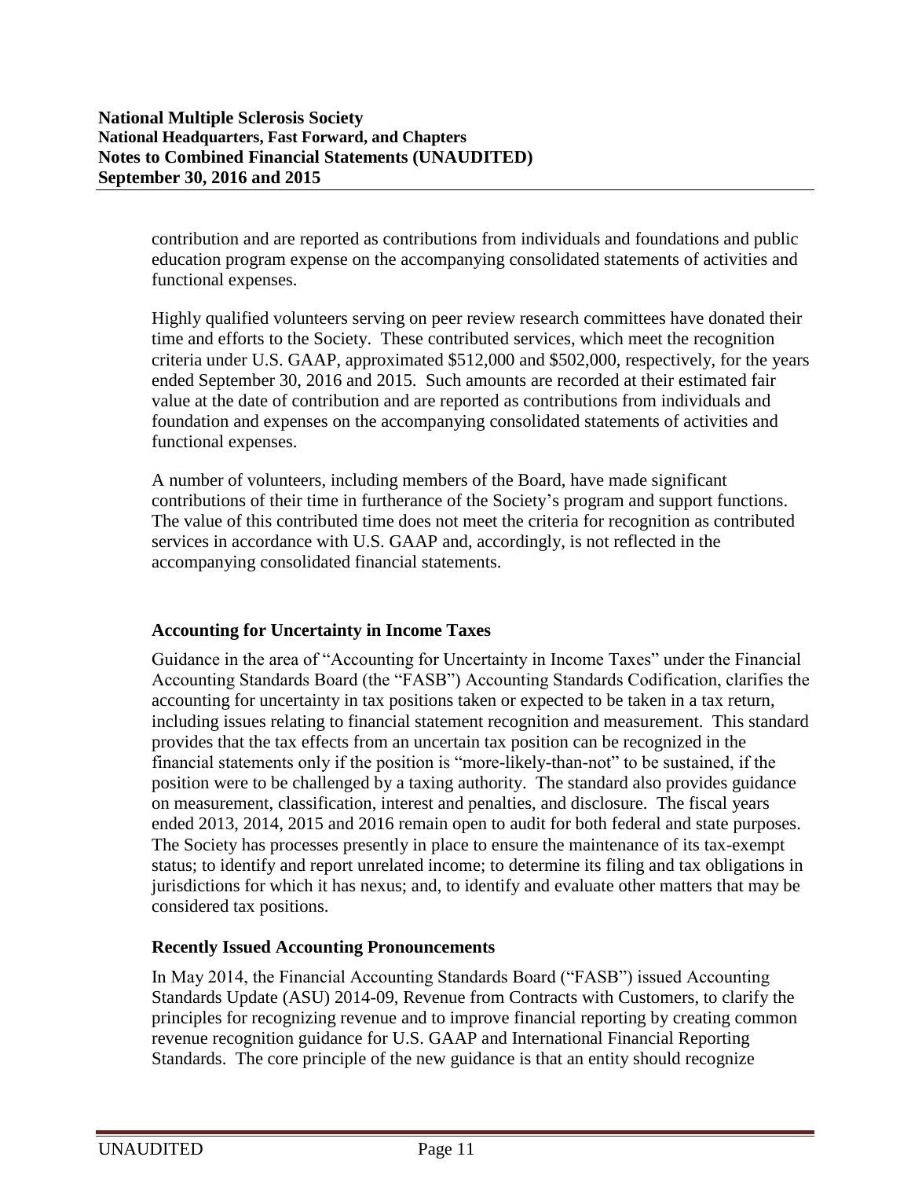contribution and are reported as contributions from individuals and foundations and public education program expense on the accompanying consolidated statements of activities and functional expenses.

Highly qualified volunteers serving on peer review research committees have donated their time and efforts to the Society. These contributed services, which meet the recognition criteria under U.S. GAAP, approximated $512,000 and $502,000, respectively, for the years ended September 30, 2016 and 2015. Such amounts are recorded at their estimated fair value at the date of contribution and are reported as contributions from individuals and foundation and expenses on the accompanying consolidated statements of activities and functional expenses.

A number of volunteers, including members of the Board, have made significant contributions of their time in furtherance of the Society's program and support functions. The value of this contributed time does not meet the criteria for recognition as contributed services in accordance with U.S. GAAP and, accordingly, is not reflected in the accompanying consolidated financial statements.

### Accounting for Uncertainty in Income Taxes

Guidance in the area of "Accounting for Uncertainty in Income Taxes" under the Financial Accounting Standards Board (the "FASB") Accounting Standards Codification, clarifies the accounting for uncertainty in tax positions taken or expected to be taken in a tax return, including issues relating to financial statement recognition and measurement. This standard provides that the tax effects from an uncertain tax position can be recognized in the financial statements only if the position is "more-likely-than-not" to be sustained, if the position were to be challenged by a taxing authority. The standard also provides guidance on measurement, classification, interest and penalties, and disclosure. The fiscal years ended 2013, 2014, 2015 and 2016 remain open to audit for both federal and state purposes. The Society has processes presently in place to ensure the maintenance of its tax-exempt status; to identify and report unrelated income; to determine its filing and tax obligations in jurisdictions for which it has nexus; and, to identify and evaluate other matters that may be considered tax positions.

### Recently Issued Accounting Pronouncements

In May 2014, the Financial Accounting Standards Board ("FASB") issued Accounting Standards Update (ASU) 2014-09, Revenue from Contracts with Customers, to clarify the principles for recognizing revenue and to improve financial reporting by creating common revenue recognition guidance for U.S. GAAP and International Financial Reporting Standards. The core principle of the new guidance is that an entity should recognize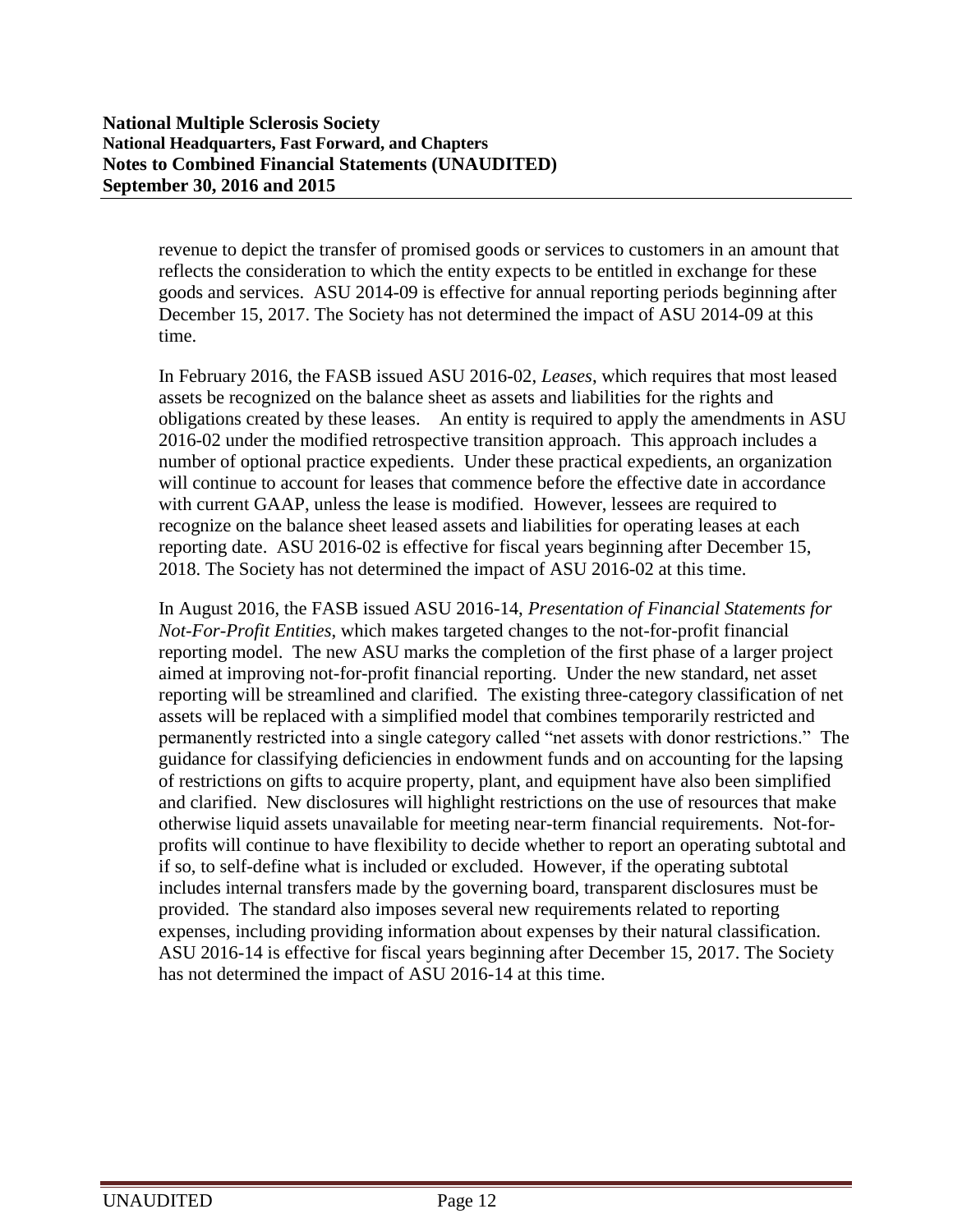revenue to depict the transfer of promised goods or services to customers in an amount that reflects the consideration to which the entity expects to be entitled in exchange for these goods and services. ASU 2014-09 is effective for annual reporting periods beginning after December 15, 2017. The Society has not determined the impact of ASU 2014-09 at this time.

In February 2016, the FASB issued ASU 2016-02, *Leases*, which requires that most leased assets be recognized on the balance sheet as assets and liabilities for the rights and obligations created by these leases. An entity is required to apply the amendments in ASU 2016-02 under the modified retrospective transition approach. This approach includes a number of optional practice expedients. Under these practical expedients, an organization will continue to account for leases that commence before the effective date in accordance with current GAAP, unless the lease is modified. However, lessees are required to recognize on the balance sheet leased assets and liabilities for operating leases at each reporting date. ASU 2016-02 is effective for fiscal years beginning after December 15, 2018. The Society has not determined the impact of ASU 2016-02 at this time.

In August 2016, the FASB issued ASU 2016-14, *Presentation of Financial Statements for Not-For-Profit Entities*, which makes targeted changes to the not-for-profit financial reporting model. The new ASU marks the completion of the first phase of a larger project aimed at improving not-for-profit financial reporting. Under the new standard, net asset reporting will be streamlined and clarified. The existing three-category classification of net assets will be replaced with a simplified model that combines temporarily restricted and permanently restricted into a single category called "net assets with donor restrictions." The guidance for classifying deficiencies in endowment funds and on accounting for the lapsing of restrictions on gifts to acquire property, plant, and equipment have also been simplified and clarified. New disclosures will highlight restrictions on the use of resources that make otherwise liquid assets unavailable for meeting near-term financial requirements. Not-for-profits will continue to have flexibility to decide whether to report an operating subtotal and if so, to self-define what is included or excluded. However, if the operating subtotal includes internal transfers made by the governing board, transparent disclosures must be provided. The standard also imposes several new requirements related to reporting expenses, including providing information about expenses by their natural classification. ASU 2016-14 is effective for fiscal years beginning after December 15, 2017. The Society has not determined the impact of ASU 2016-14 at this time.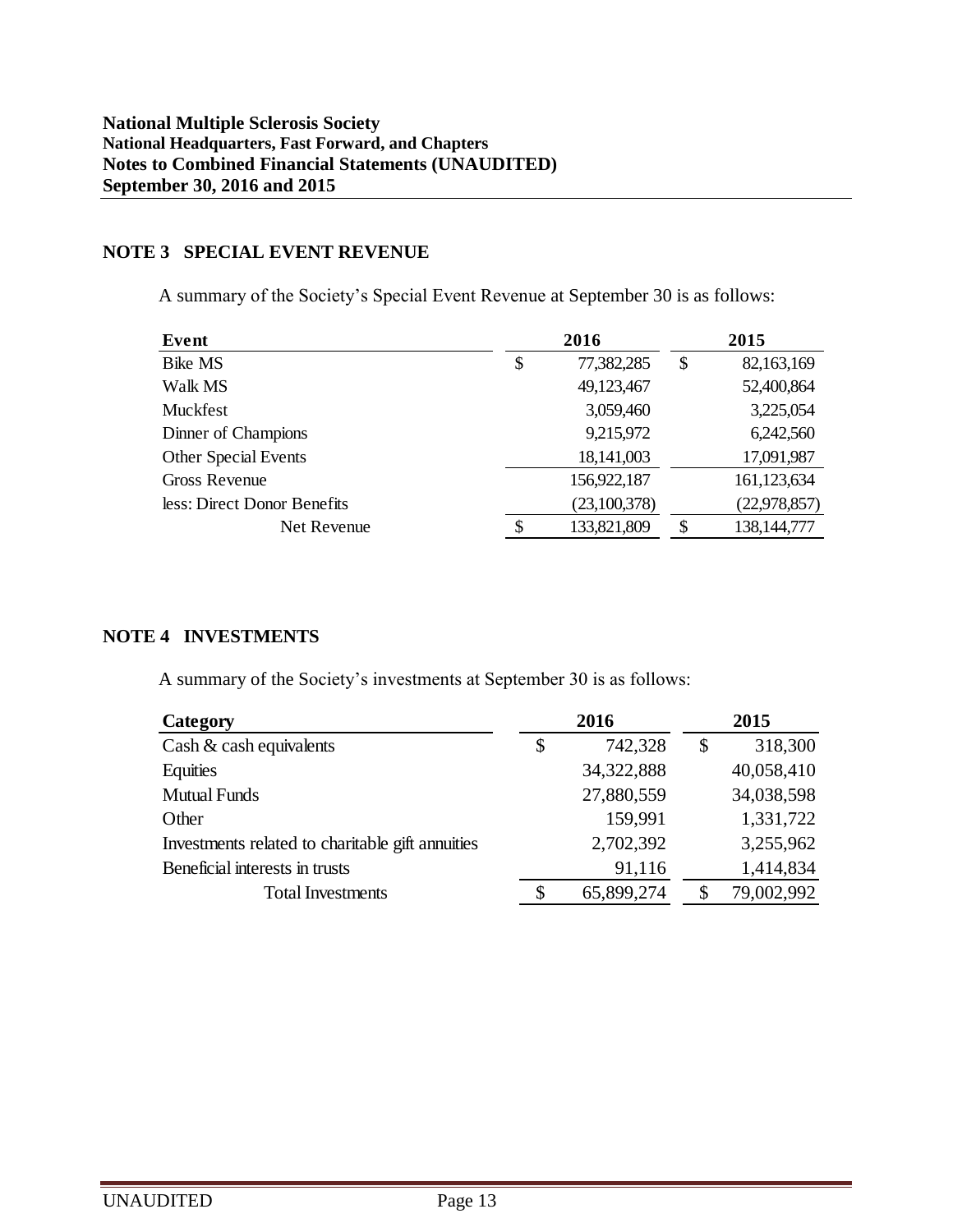**National Multiple Sclerosis Society**
**National Headquarters, Fast Forward, and Chapters**
**Notes to Combined Financial Statements (UNAUDITED)**
**September 30, 2016 and 2015**

## NOTE 3 SPECIAL EVENT REVENUE

A summary of the Society's Special Event Revenue at September 30 is as follows:

| Event | 2016 | 2015 |
|---|---|---|
| Bike MS | $ 77,382,285 | $ 82,163,169 |
| Walk MS | 49,123,467 | 52,400,864 |
| Muckfest | 3,059,460 | 3,225,054 |
| Dinner of Champions | 9,215,972 | 6,242,560 |
| Other Special Events | 18,141,003 | 17,091,987 |
| Gross Revenue | 156,922,187 | 161,123,634 |
| less: Direct Donor Benefits | (23,100,378) | (22,978,857) |
| Net Revenue | $ 133,821,809 | $ 138,144,777 |

## NOTE 4 INVESTMENTS

A summary of the Society's investments at September 30 is as follows:

| Category | 2016 | 2015 |
|---|---|---|
| Cash & cash equivalents | $ 742,328 | $ 318,300 |
| Equities | 34,322,888 | 40,058,410 |
| Mutual Funds | 27,880,559 | 34,038,598 |
| Other | 159,991 | 1,331,722 |
| Investments related to charitable gift annuities | 2,702,392 | 3,255,962 |
| Beneficial interests in trusts | 91,116 | 1,414,834 |
| Total Investments | $ 65,899,274 | $ 79,002,992 |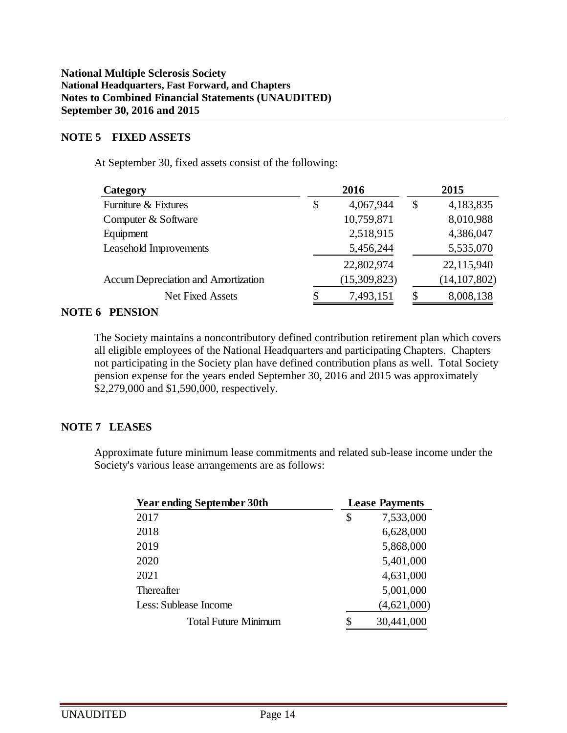## NOTE 5 FIXED ASSETS

At September 30, fixed assets consist of the following:

| Category | 2016 | 2015 |
|---|---|---|
| Furniture & Fixtures | $ 4,067,944 | $ 4,183,835 |
| Computer & Software | 10,759,871 | 8,010,988 |
| Equipment | 2,518,915 | 4,386,047 |
| Leasehold Improvements | 5,456,244 | 5,535,070 |
| | 22,802,974 | 22,115,940 |
| Accum Depreciation and Amortization | (15,309,823) | (14,107,802) |
| Net Fixed Assets | $ 7,493,151 | $ 8,008,138 |

## NOTE 6 PENSION

The Society maintains a noncontributory defined contribution retirement plan which covers all eligible employees of the National Headquarters and participating Chapters. Chapters not participating in the Society plan have defined contribution plans as well. Total Society pension expense for the years ended September 30, 2016 and 2015 was approximately $2,279,000 and $1,590,000, respectively.

## NOTE 7 LEASES

Approximate future minimum lease commitments and related sub-lease income under the Society's various lease arrangements are as follows:

| Year ending September 30th | Lease Payments |
|---|---|
| 2017 | $ 7,533,000 |
| 2018 | 6,628,000 |
| 2019 | 5,868,000 |
| 2020 | 5,401,000 |
| 2021 | 4,631,000 |
| Thereafter | 5,001,000 |
| Less: Sublease Income | (4,621,000) |
| Total Future Minimum | $ 30,441,000 |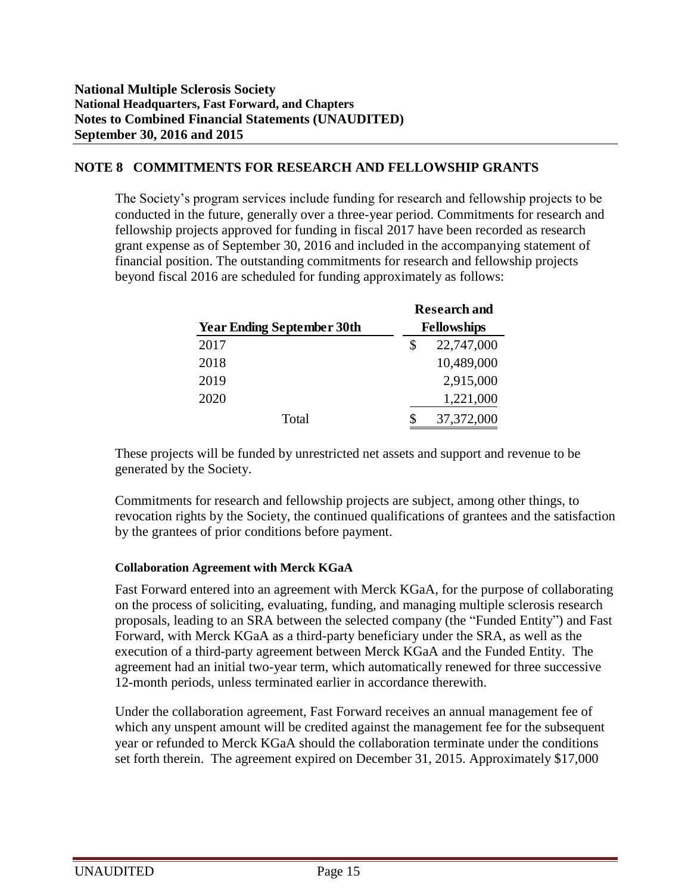## NOTE 8 COMMITMENTS FOR RESEARCH AND FELLOWSHIP GRANTS

The Society's program services include funding for research and fellowship projects to be conducted in the future, generally over a three-year period. Commitments for research and fellowship projects approved for funding in fiscal 2017 have been recorded as research grant expense as of September 30, 2016 and included in the accompanying statement of financial position. The outstanding commitments for research and fellowship projects beyond fiscal 2016 are scheduled for funding approximately as follows:

| Year Ending September 30th | Research and Fellowships |
|---|---|
| 2017 | $ 22,747,000 |
| 2018 | 10,489,000 |
| 2019 | 2,915,000 |
| 2020 | 1,221,000 |
| Total | $ 37,372,000 |

These projects will be funded by unrestricted net assets and support and revenue to be generated by the Society.

Commitments for research and fellowship projects are subject, among other things, to revocation rights by the Society, the continued qualifications of grantees and the satisfaction by the grantees of prior conditions before payment.

### Collaboration Agreement with Merck KGaA

Fast Forward entered into an agreement with Merck KGaA, for the purpose of collaborating on the process of soliciting, evaluating, funding, and managing multiple sclerosis research proposals, leading to an SRA between the selected company (the "Funded Entity") and Fast Forward, with Merck KGaA as a third-party beneficiary under the SRA, as well as the execution of a third-party agreement between Merck KGaA and the Funded Entity. The agreement had an initial two-year term, which automatically renewed for three successive 12-month periods, unless terminated earlier in accordance therewith.

Under the collaboration agreement, Fast Forward receives an annual management fee of which any unspent amount will be credited against the management fee for the subsequent year or refunded to Merck KGaA should the collaboration terminate under the conditions set forth therein. The agreement expired on December 31, 2015. Approximately $17,000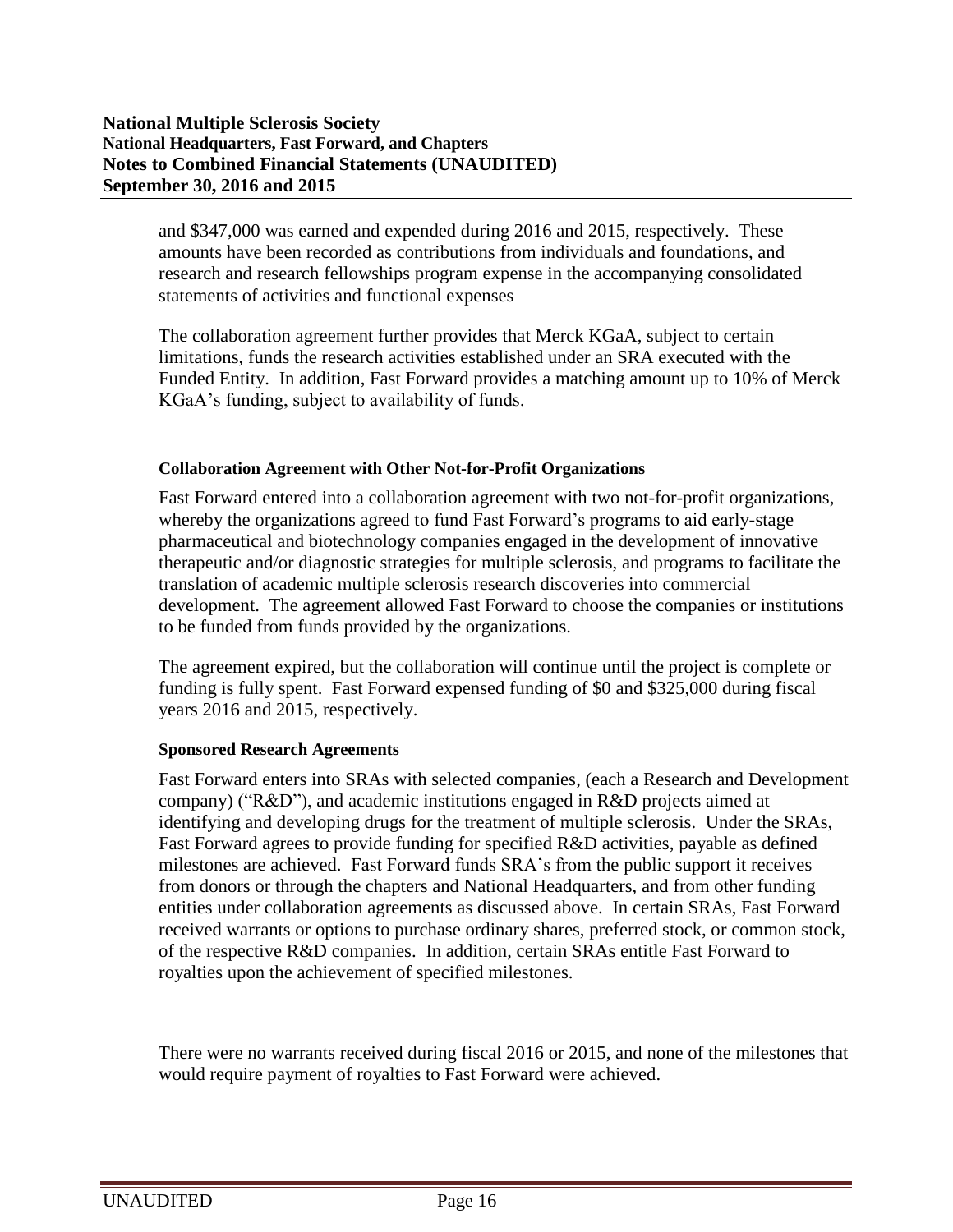and $347,000 was earned and expended during 2016 and 2015, respectively. These amounts have been recorded as contributions from individuals and foundations, and research and research fellowships program expense in the accompanying consolidated statements of activities and functional expenses

The collaboration agreement further provides that Merck KGaA, subject to certain limitations, funds the research activities established under an SRA executed with the Funded Entity. In addition, Fast Forward provides a matching amount up to 10% of Merck KGaA's funding, subject to availability of funds.

#### Collaboration Agreement with Other Not-for-Profit Organizations

Fast Forward entered into a collaboration agreement with two not-for-profit organizations, whereby the organizations agreed to fund Fast Forward's programs to aid early-stage pharmaceutical and biotechnology companies engaged in the development of innovative therapeutic and/or diagnostic strategies for multiple sclerosis, and programs to facilitate the translation of academic multiple sclerosis research discoveries into commercial development. The agreement allowed Fast Forward to choose the companies or institutions to be funded from funds provided by the organizations.

The agreement expired, but the collaboration will continue until the project is complete or funding is fully spent. Fast Forward expensed funding of $0 and $325,000 during fiscal years 2016 and 2015, respectively.

#### Sponsored Research Agreements

Fast Forward enters into SRAs with selected companies, (each a Research and Development company) ("R&D"), and academic institutions engaged in R&D projects aimed at identifying and developing drugs for the treatment of multiple sclerosis. Under the SRAs, Fast Forward agrees to provide funding for specified R&D activities, payable as defined milestones are achieved. Fast Forward funds SRA's from the public support it receives from donors or through the chapters and National Headquarters, and from other funding entities under collaboration agreements as discussed above. In certain SRAs, Fast Forward received warrants or options to purchase ordinary shares, preferred stock, or common stock, of the respective R&D companies. In addition, certain SRAs entitle Fast Forward to royalties upon the achievement of specified milestones.

There were no warrants received during fiscal 2016 or 2015, and none of the milestones that would require payment of royalties to Fast Forward were achieved.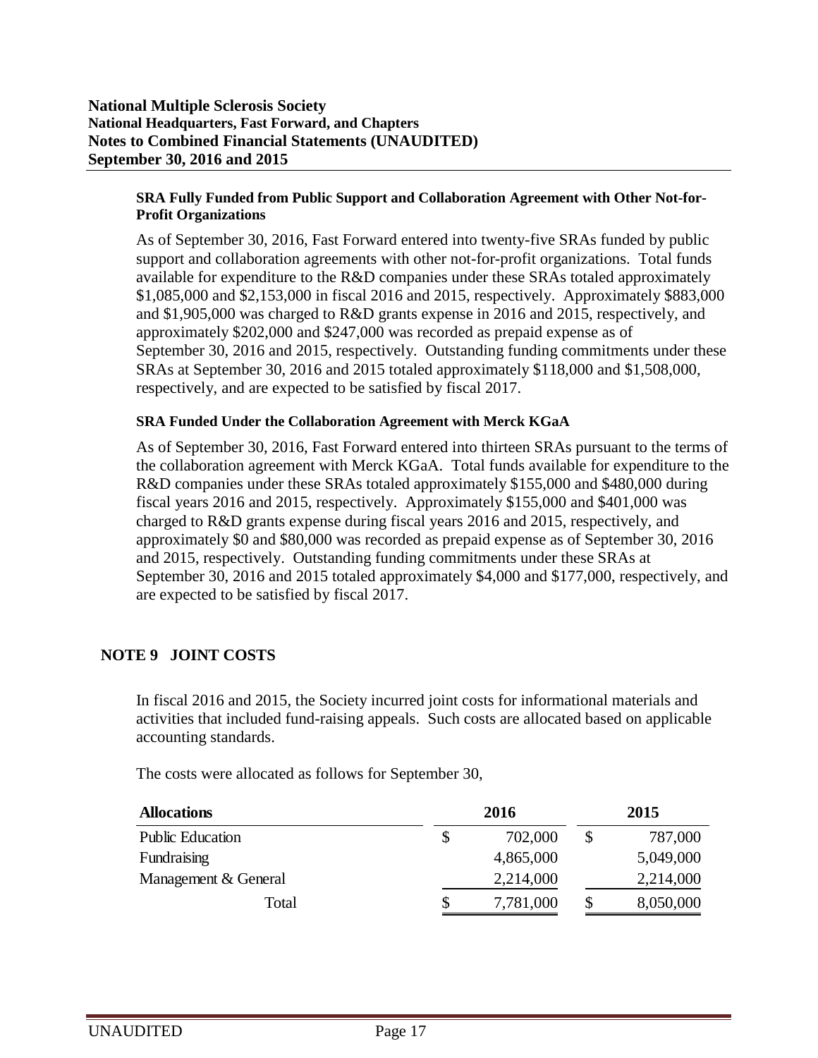**SRA Fully Funded from Public Support and Collaboration Agreement with Other Not-for-Profit Organizations**

As of September 30, 2016, Fast Forward entered into twenty-five SRAs funded by public support and collaboration agreements with other not-for-profit organizations. Total funds available for expenditure to the R&D companies under these SRAs totaled approximately $1,085,000 and $2,153,000 in fiscal 2016 and 2015, respectively. Approximately $883,000 and $1,905,000 was charged to R&D grants expense in 2016 and 2015, respectively, and approximately $202,000 and $247,000 was recorded as prepaid expense as of September 30, 2016 and 2015, respectively. Outstanding funding commitments under these SRAs at September 30, 2016 and 2015 totaled approximately $118,000 and $1,508,000, respectively, and are expected to be satisfied by fiscal 2017.

**SRA Funded Under the Collaboration Agreement with Merck KGaA**

As of September 30, 2016, Fast Forward entered into thirteen SRAs pursuant to the terms of the collaboration agreement with Merck KGaA. Total funds available for expenditure to the R&D companies under these SRAs totaled approximately $155,000 and $480,000 during fiscal years 2016 and 2015, respectively. Approximately $155,000 and $401,000 was charged to R&D grants expense during fiscal years 2016 and 2015, respectively, and approximately $0 and $80,000 was recorded as prepaid expense as of September 30, 2016 and 2015, respectively. Outstanding funding commitments under these SRAs at September 30, 2016 and 2015 totaled approximately $4,000 and $177,000, respectively, and are expected to be satisfied by fiscal 2017.

## NOTE 9 JOINT COSTS

In fiscal 2016 and 2015, the Society incurred joint costs for informational materials and activities that included fund-raising appeals. Such costs are allocated based on applicable accounting standards.

The costs were allocated as follows for September 30,

| Allocations | 2016 | 2015 |
|---|---|---|
| Public Education | $ 702,000 | $ 787,000 |
| Fundraising | 4,865,000 | 5,049,000 |
| Management & General | 2,214,000 | 2,214,000 |
| Total | $ 7,781,000 | $ 8,050,000 |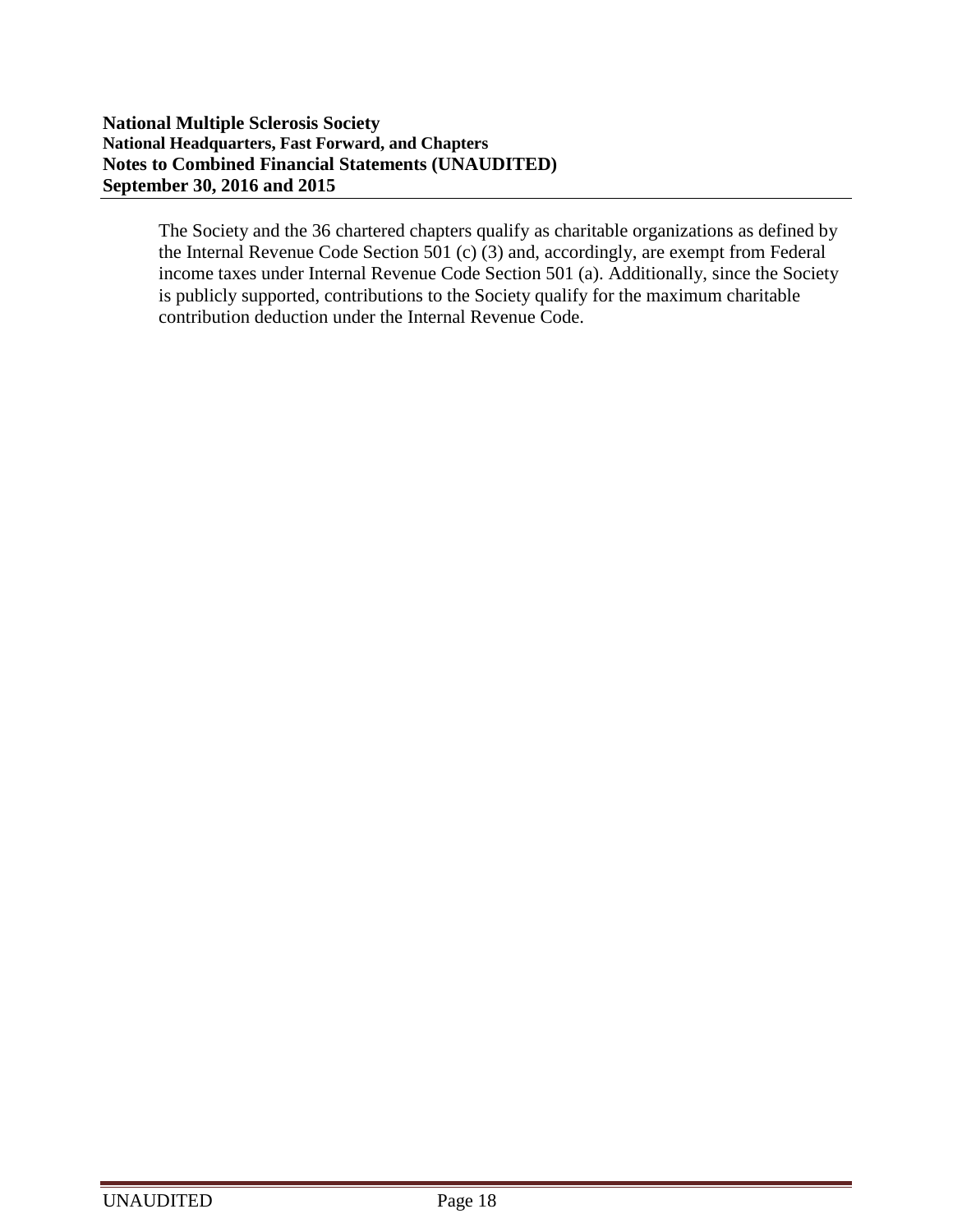The Society and the 36 chartered chapters qualify as charitable organizations as defined by the Internal Revenue Code Section 501 (c) (3) and, accordingly, are exempt from Federal income taxes under Internal Revenue Code Section 501 (a). Additionally, since the Society is publicly supported, contributions to the Society qualify for the maximum charitable contribution deduction under the Internal Revenue Code.